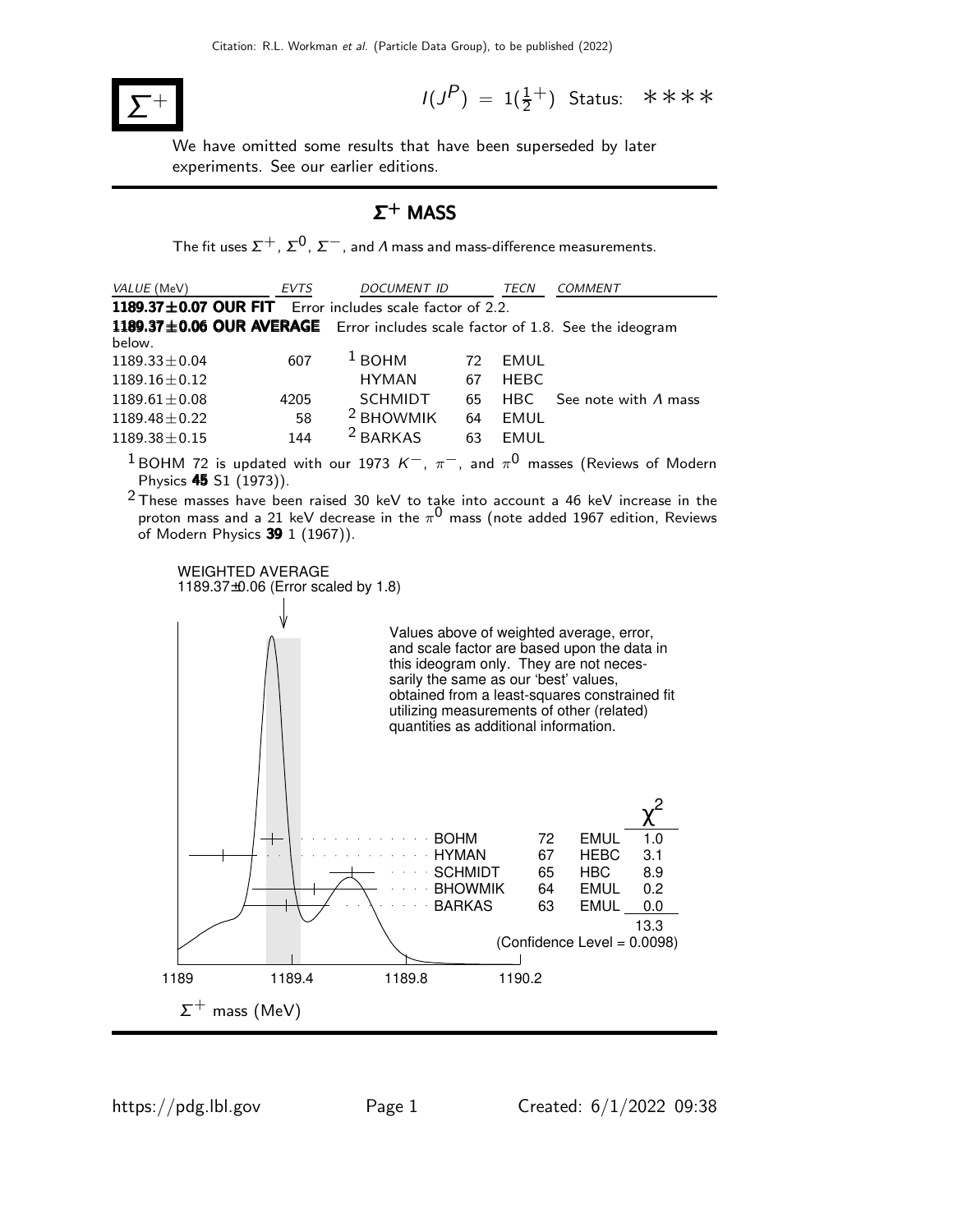Citation: R.L. Workman *et al.* (Particle Data Group), to be published (2022)

# $\Sigma^+$

$I(J^P) = 1(\frac{1}{2}^+)$ Status: ∗∗∗∗

We have omitted some results that have been superseded by later experiments. See our earlier editions.

## $\Sigma^+$ MASS

The fit uses $\Sigma^+$, $\Sigma^0$, $\Sigma^-$, and $\Lambda$ mass and mass-difference measurements.

| *VALUE* (MeV) | *EVTS* | *DOCUMENT ID* | | *TECN* | *COMMENT* |
|---|---|---|---|---|---|
| **1189.37±0.07 OUR FIT** Error includes scale factor of 2.2. | | | | | |
| **1189.37±0.06 OUR AVERAGE** Error includes scale factor of 1.8. See the ideogram below. | | | | | |
| 1189.33±0.04 | 607 | [1] BOHM | 72 | EMUL | |
| 1189.16±0.12 | | HYMAN | 67 | HEBC | |
| 1189.61±0.08 | 4205 | SCHMIDT | 65 | HBC | See note with $\Lambda$ mass |
| 1189.48±0.22 | 58 | [2] BHOWMIK | 64 | EMUL | |
| 1189.38±0.15 | 144 | [2] BARKAS | 63 | EMUL | |

[1] BOHM 72 is updated with our 1973 $K^-$, $\pi^-$, and $\pi^0$ masses (Reviews of Modern Physics **45** S1 (1973)).

[2] These masses have been raised 30 keV to take into account a 46 keV increase in the proton mass and a 21 keV decrease in the $\pi^0$ mass (note added 1967 edition, Reviews of Modern Physics **39** 1 (1967)).

WEIGHTED AVERAGE
1189.37±0.06 (Error scaled by 1.8)

Values above of weighted average, error, and scale factor are based upon the data in this ideogram only. They are not necessarily the same as our 'best' values, obtained from a least-squares constrained fit utilizing measurements of other (related) quantities as additional information.

| | | | $\chi^2$ |
|---|---|---|---|
| BOHM | 72 | EMUL | 1.0 |
| HYMAN | 67 | HEBC | 3.1 |
| SCHMIDT | 65 | HBC | 8.9 |
| BHOWMIK | 64 | EMUL | 0.2 |
| BARKAS | 63 | EMUL | 0.0 |
| | | | 13.3 |

(Confidence Level = 0.0098)

$\Sigma^+$ mass (MeV)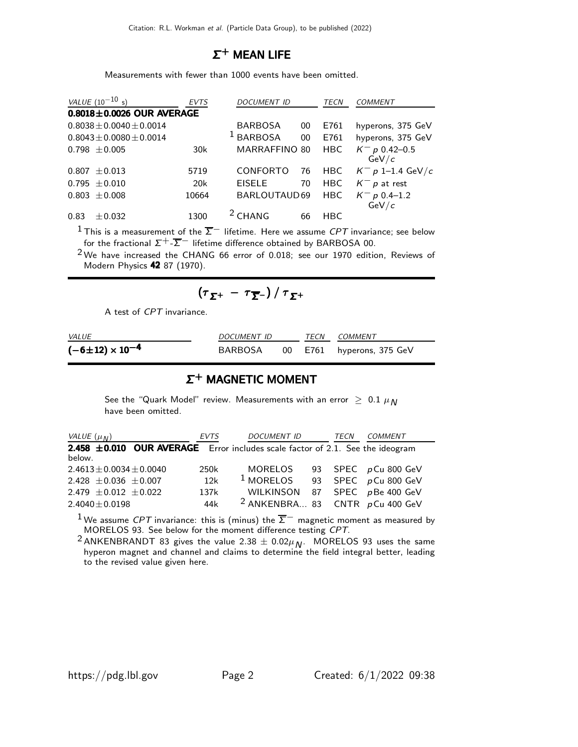## $\Sigma^+$ MEAN LIFE

Measurements with fewer than 1000 events have been omitted.

| VALUE ($10^{-10}$ s) | EVTS | DOCUMENT ID | | TECN | COMMENT |
|---|---|---|---|---|---|
| **0.8018±0.0026 OUR AVERAGE** | | | | | |
| $0.8038 \pm 0.0040 \pm 0.0014$ | | BARBOSA | 00 | E761 | hyperons, 375 GeV |
| $0.8043 \pm 0.0080 \pm 0.0014$ | | [1] BARBOSA | 00 | E761 | hyperons, 375 GeV |
| $0.798 \pm 0.005$ | 30k | MARRAFFINO | 80 | HBC | $K^- p$ 0.42–0.5 GeV/$c$ |
| $0.807 \pm 0.013$ | 5719 | CONFORTO | 76 | HBC | $K^- p$ 1–1.4 GeV/$c$ |
| $0.795 \pm 0.010$ | 20k | EISELE | 70 | HBC | $K^- p$ at rest |
| $0.803 \pm 0.008$ | 10664 | BARLOUTAUD | 69 | HBC | $K^- p$ 0.4–1.2 GeV/$c$ |
| $0.83 \pm 0.032$ | 1300 | [2] CHANG | 66 | HBC | |

[1] This is a measurement of the $\overline{\Sigma}^-$ lifetime. Here we assume *CPT* invariance; see below for the fractional $\Sigma^+$-$\overline{\Sigma}^-$ lifetime difference obtained by BARBOSA 00.

[2] We have increased the CHANG 66 error of 0.018; see our 1970 edition, Reviews of Modern Physics **42** 87 (1970).

## $(\tau_{\Sigma^+} - \tau_{\overline{\Sigma}^-}) / \tau_{\Sigma^+}$

A test of *CPT* invariance.

| VALUE | DOCUMENT ID | | TECN | COMMENT |
|---|---|---|---|---|
| $\mathbf{(-6 \pm 12) \times 10^{-4}}$ | BARBOSA | 00 | E761 | hyperons, 375 GeV |

## $\Sigma^+$ MAGNETIC MOMENT

See the "Quark Model" review. Measurements with an error $\geq$ 0.1 $\mu_N$ have been omitted.

| VALUE ($\mu_N$) | EVTS | DOCUMENT ID | | TECN | COMMENT |
|---|---|---|---|---|---|
| **2.458 ±0.010 OUR AVERAGE** Error includes scale factor of 2.1. See the ideogram below. | | | | | |
| $2.4613 \pm 0.0034 \pm 0.0040$ | 250k | MORELOS | 93 | SPEC | $p$Cu 800 GeV |
| $2.428 \pm 0.036 \pm 0.007$ | 12k | [1] MORELOS | 93 | SPEC | $p$Cu 800 GeV |
| $2.479 \pm 0.012 \pm 0.022$ | 137k | WILKINSON | 87 | SPEC | $p$Be 400 GeV |
| $2.4040 \pm 0.0198$ | 44k | [2] ANKENBRA... | 83 | CNTR | $p$Cu 400 GeV |

[1] We assume *CPT* invariance: this is (minus) the $\overline{\Sigma}^-$ magnetic moment as measured by MORELOS 93. See below for the moment difference testing *CPT*.

[2] ANKENBRANDT 83 gives the value $2.38 \pm 0.02\mu_N$. MORELOS 93 uses the same hyperon magnet and channel and claims to determine the field integral better, leading to the revised value given here.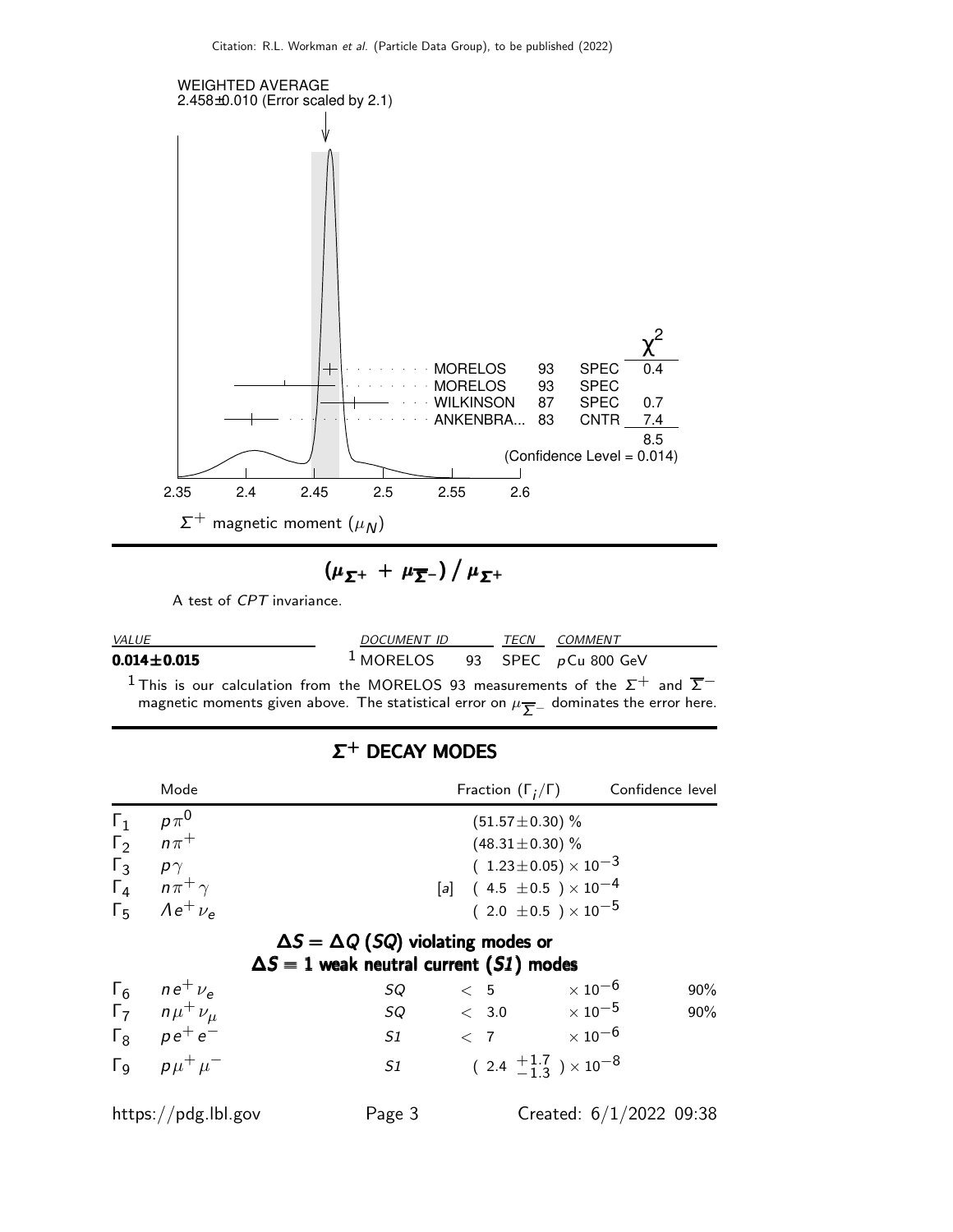WEIGHTED AVERAGE
2.458±0.010 (Error scaled by 2.1)

| | | | $\chi^2$ |
|---|---|---|---|
| MORELOS | 93 | SPEC | 0.4 |
| MORELOS | 93 | SPEC | |
| WILKINSON | 87 | SPEC | 0.7 |
| ANKENBRA... | 83 | CNTR | 7.4 |
| | | | 8.5 |

(Confidence Level = 0.014)

2.35 2.4 2.45 2.5 2.55 2.6

$\Sigma^+$ magnetic moment ($\mu_N$)

## $(\mu_{\Sigma^+} + \mu_{\overline{\Sigma}^-}) / \mu_{\Sigma^+}$

A test of *CPT* invariance.

| *VALUE* | *DOCUMENT ID* | | *TECN* | *COMMENT* |
|---|---|---|---|---|
| **0.014±0.015** | [1] MORELOS | 93 | SPEC | *p*Cu 800 GeV |

[1] This is our calculation from the MORELOS 93 measurements of the $\Sigma^+$ and $\overline{\Sigma}^-$ magnetic moments given above. The statistical error on $\mu_{\overline{\Sigma}^-}$ dominates the error here.

## $\Sigma^+$ DECAY MODES

| | Mode | | Fraction ($\Gamma_i/\Gamma$) | Confidence level |
|---|---|---|---|---|
| $\Gamma_1$ | $p\pi^0$ | | $(51.57\pm0.30)$ % | |
| $\Gamma_2$ | $n\pi^+$ | | $(48.31\pm0.30)$ % | |
| $\Gamma_3$ | $p\gamma$ | | $(1.23\pm0.05) \times 10^{-3}$ | |
| $\Gamma_4$ | $n\pi^+\gamma$ | [a] | $(4.5 \pm0.5) \times 10^{-4}$ | |
| $\Gamma_5$ | $\Lambda e^+\nu_e$ | | $(2.0 \pm0.5) \times 10^{-5}$ | |

### $\Delta S = \Delta Q$ (*SQ*) violating modes or $\Delta S = 1$ weak neutral current (*S1*) modes

| | Mode | | Fraction ($\Gamma_i/\Gamma$) | Confidence level |
|---|---|---|---|---|
| $\Gamma_6$ | $ne^+\nu_e$ | *SQ* | $< 5 \times 10^{-6}$ | 90% |
| $\Gamma_7$ | $n\mu^+\nu_\mu$ | *SQ* | $< 3.0 \times 10^{-5}$ | 90% |
| $\Gamma_8$ | $pe^+e^-$ | *S1* | $< 7 \times 10^{-6}$ | |
| $\Gamma_9$ | $p\mu^+\mu^-$ | *S1* | $(2.4 {}^{+1.7}_{-1.3}) \times 10^{-8}$ | |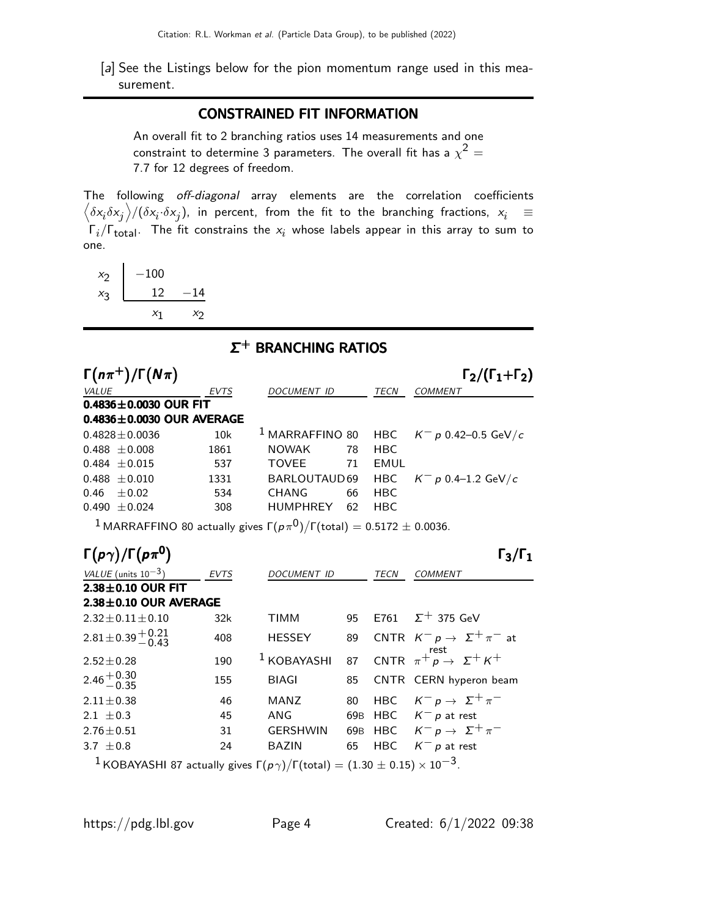[a] See the Listings below for the pion momentum range used in this measurement.

## CONSTRAINED FIT INFORMATION

An overall fit to 2 branching ratios uses 14 measurements and one constraint to determine 3 parameters. The overall fit has a $\chi^2 =$ 7.7 for 12 degrees of freedom.

The following *off-diagonal* array elements are the correlation coefficients $\langle \delta x_i \delta x_j \rangle / (\delta x_i \cdot \delta x_j)$, in percent, from the fit to the branching fractions, $x_i \equiv \Gamma_i / \Gamma_{total}$. The fit constrains the $x_i$ whose labels appear in this array to sum to one.

| | | |
|---|---|---|
| $x_2$ | −100 | |
| $x_3$ | 12 | −14 |
| | $x_1$ | $x_2$ |

## $\Sigma^+$ BRANCHING RATIOS

### $\Gamma(n\pi^+)/\Gamma(N\pi)$ — $\Gamma_2/(\Gamma_1+\Gamma_2)$

| VALUE | EVTS | DOCUMENT ID | | TECN | COMMENT |
|---|---|---|---|---|---|
| **0.4836±0.0030 OUR FIT** | | | | | |
| **0.4836±0.0030 OUR AVERAGE** | | | | | |
| 0.4828±0.0036 | 10k | [1] MARRAFFINO | 80 | HBC | $K^- p$ 0.42–0.5 GeV/$c$ |
| 0.488 ±0.008 | 1861 | NOWAK | 78 | HBC | |
| 0.484 ±0.015 | 537 | TOVEE | 71 | EMUL | |
| 0.488 ±0.010 | 1331 | BARLOUTAUD | 69 | HBC | $K^- p$ 0.4–1.2 GeV/$c$ |
| 0.46 ±0.02 | 534 | CHANG | 66 | HBC | |
| 0.490 ±0.024 | 308 | HUMPHREY | 62 | HBC | |

[1] MARRAFFINO 80 actually gives $\Gamma(p\pi^0)/\Gamma(\text{total}) = 0.5172 \pm 0.0036$.

### $\Gamma(p\gamma)/\Gamma(p\pi^0)$ — $\Gamma_3/\Gamma_1$

| VALUE (units $10^{-3}$) | EVTS | DOCUMENT ID | | TECN | COMMENT |
|---|---|---|---|---|---|
| **2.38±0.10 OUR FIT** | | | | | |
| **2.38±0.10 OUR AVERAGE** | | | | | |
| 2.32±0.11±0.10 | 32k | TIMM | 95 | E761 | $\Sigma^+$ 375 GeV |
| $2.81\pm0.39^{+0.21}_{-0.43}$ | 408 | HESSEY | 89 | CNTR | $K^- p \to \Sigma^+ \pi^-$ at rest |
| 2.52±0.28 | 190 | [1] KOBAYASHI | 87 | CNTR | $\pi^+ p \to \Sigma^+ K^+$ |
| $2.46^{+0.30}_{-0.35}$ | 155 | BIAGI | 85 | CNTR | CERN hyperon beam |
| 2.11±0.38 | 46 | MANZ | 80 | HBC | $K^- p \to \Sigma^+ \pi^-$ |
| 2.1 ±0.3 | 45 | ANG | 69B | HBC | $K^- p$ at rest |
| 2.76±0.51 | 31 | GERSHWIN | 69B | HBC | $K^- p \to \Sigma^+ \pi^-$ |
| 3.7 ±0.8 | 24 | BAZIN | 65 | HBC | $K^- p$ at rest |

[1] KOBAYASHI 87 actually gives $\Gamma(p\gamma)/\Gamma(\text{total}) = (1.30 \pm 0.15) \times 10^{-3}$.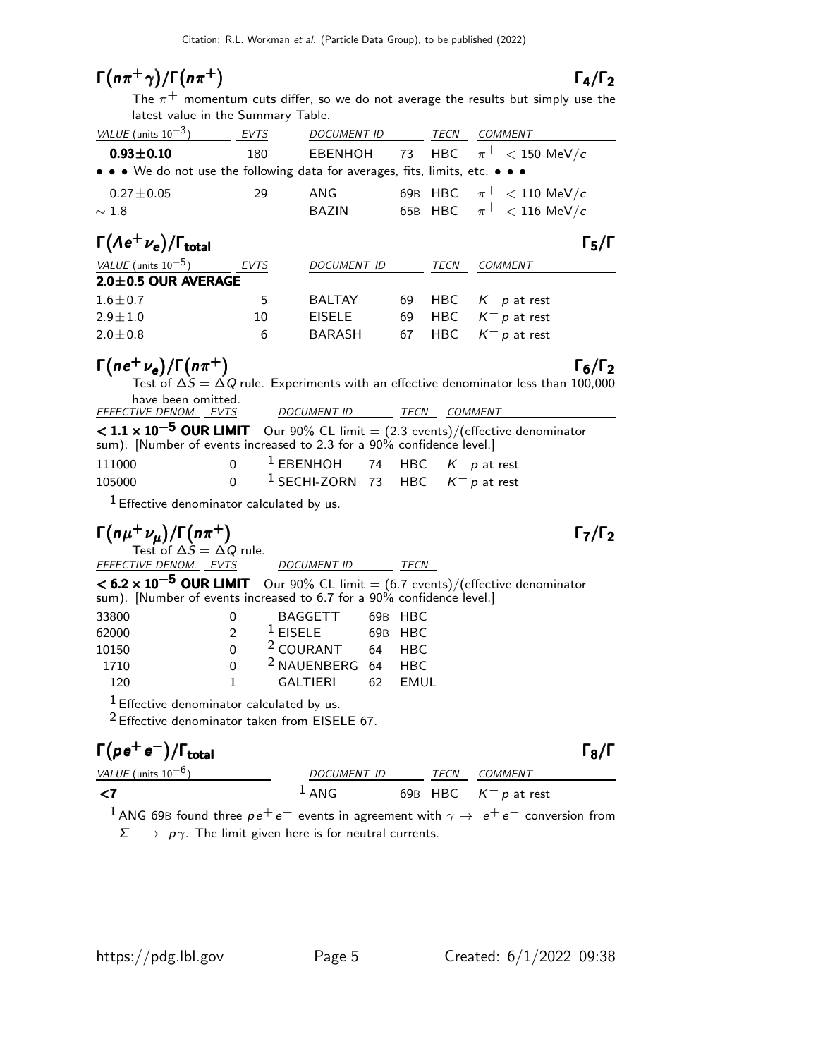## $\Gamma(n\pi^+\gamma)/\Gamma(n\pi^+)$ — $\Gamma_4/\Gamma_2$

The $\pi^+$ momentum cuts differ, so we do not average the results but simply use the latest value in the Summary Table.

| VALUE (units $10^{-3}$) | EVTS | DOCUMENT ID | | TECN | COMMENT |
|---|---|---|---|---|---|
| **0.93±0.10** | 180 | EBENHOH | 73 | HBC | $\pi^+ < 150$ MeV/$c$ |
| • • • We do not use the following data for averages, fits, limits, etc. • • • | | | | | |
| 0.27±0.05 | 29 | ANG | 69B | HBC | $\pi^+ < 110$ MeV/$c$ |
| ∼ 1.8 | | BAZIN | 65B | HBC | $\pi^+ < 116$ MeV/$c$ |

## $\Gamma(\Lambda e^+\nu_e)/\Gamma_{\text{total}}$ — $\Gamma_5/\Gamma$

| VALUE (units $10^{-5}$) | EVTS | DOCUMENT ID | | TECN | COMMENT |
|---|---|---|---|---|---|
| **2.0±0.5 OUR AVERAGE** | | | | | |
| 1.6±0.7 | 5 | BALTAY | 69 | HBC | $K^- p$ at rest |
| 2.9±1.0 | 10 | EISELE | 69 | HBC | $K^- p$ at rest |
| 2.0±0.8 | 6 | BARASH | 67 | HBC | $K^- p$ at rest |

## $\Gamma(n e^+\nu_e)/\Gamma(n\pi^+)$ — $\Gamma_6/\Gamma_2$

Test of $\Delta S = \Delta Q$ rule. Experiments with an effective denominator less than 100,000 have been omitted.

| EFFECTIVE DENOM. | EVTS | DOCUMENT ID | | TECN | COMMENT |
|---|---|---|---|---|---|
| **$<1.1\times10^{-5}$ OUR LIMIT** Our 90% CL limit = (2.3 events)/(effective denominator sum). [Number of events increased to 2.3 for a 90% confidence level.] | | | | | |
| 111000 | 0 | [1] EBENHOH | 74 | HBC | $K^- p$ at rest |
| 105000 | 0 | [1] SECHI-ZORN | 73 | HBC | $K^- p$ at rest |

[1] Effective denominator calculated by us.

## $\Gamma(n\mu^+\nu_\mu)/\Gamma(n\pi^+)$ — $\Gamma_7/\Gamma_2$

Test of $\Delta S = \Delta Q$ rule.

| EFFECTIVE DENOM. | EVTS | DOCUMENT ID | | TECN |
|---|---|---|---|---|
| **$<6.2\times10^{-5}$ OUR LIMIT** Our 90% CL limit = (6.7 events)/(effective denominator sum). [Number of events increased to 6.7 for a 90% confidence level.] | | | | |
| 33800 | 0 | BAGGETT | 69B | HBC |
| 62000 | 2 | [1] EISELE | 69B | HBC |
| 10150 | 0 | [2] COURANT | 64 | HBC |
| 1710 | 0 | [2] NAUENBERG | 64 | HBC |
| 120 | 1 | GALTIERI | 62 | EMUL |

[1] Effective denominator calculated by us.

[2] Effective denominator taken from EISELE 67.

## $\Gamma(p e^+ e^-)/\Gamma_{\text{total}}$ — $\Gamma_8/\Gamma$

| VALUE (units $10^{-6}$) | DOCUMENT ID | | TECN | COMMENT |
|---|---|---|---|---|
| **<7** | [1] ANG | 69B | HBC | $K^- p$ at rest |

[1] ANG 69B found three $p e^+ e^-$ events in agreement with $\gamma \to e^+ e^-$ conversion from $\Sigma^+ \to p\gamma$. The limit given here is for neutral currents.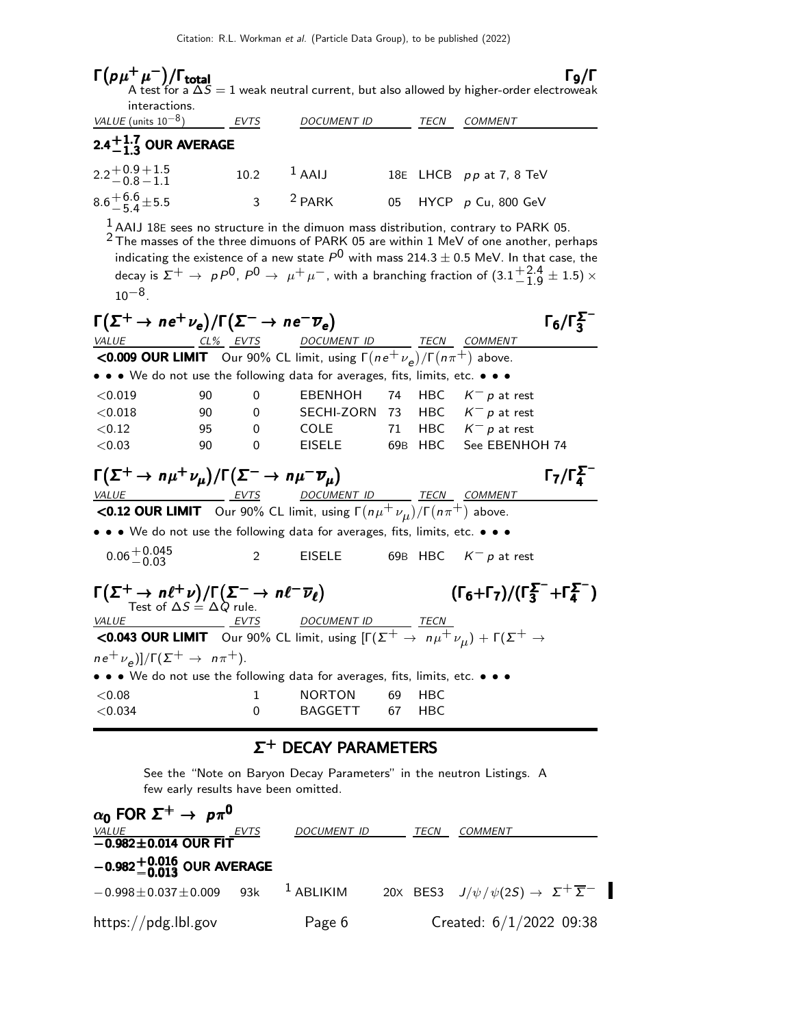### $\Gamma(p\mu^+\mu^-)/\Gamma_{\text{total}}$ $\Gamma_9/\Gamma$

A test for a $\Delta S = 1$ weak neutral current, but also allowed by higher-order electroweak interactions.

| VALUE (units $10^{-8}$) | EVTS | DOCUMENT ID | | TECN | COMMENT |
|---|---|---|---|---|---|
| **$2.4^{+1.7}_{-1.3}$ OUR AVERAGE** | | | | | |
| $2.2^{+0.9}_{-0.8}{}^{+1.5}_{-1.1}$ | 10.2 | [1] AAIJ | 18E | LHCB | $pp$ at 7, 8 TeV |
| $8.6^{+6.6}_{-5.4}\pm5.5$ | 3 | [2] PARK | 05 | HYCP | $p$ Cu, 800 GeV |

[1] AAIJ 18E sees no structure in the dimuon mass distribution, contrary to PARK 05.

[2] The masses of the three dimuons of PARK 05 are within 1 MeV of one another, perhaps indicating the existence of a new state $P^0$ with mass $214.3 \pm 0.5$ MeV. In that case, the decay is $\Sigma^+ \rightarrow pP^0$, $P^0 \rightarrow \mu^+\mu^-$, with a branching fraction of $(3.1^{+2.4}_{-1.9} \pm 1.5) \times 10^{-8}$.

### $\Gamma(\Sigma^+ \rightarrow ne^+\nu_e)/\Gamma(\Sigma^- \rightarrow ne^-\overline{\nu}_e)$ $\Gamma_6/\Gamma_3^{\Sigma^-}$

| VALUE | CL% | EVTS | DOCUMENT ID | | TECN | COMMENT |
|---|---|---|---|---|---|---|
| **<0.009 OUR LIMIT** | | | Our 90% CL limit, using $\Gamma(ne^+\nu_e)/\Gamma(n\pi^+)$ above. | | | |
| • • • We do not use the following data for averages, fits, limits, etc. • • • | | | | | | |
| $<0.019$ | 90 | 0 | EBENHOH | 74 | HBC | $K^-p$ at rest |
| $<0.018$ | 90 | 0 | SECHI-ZORN | 73 | HBC | $K^-p$ at rest |
| $<0.12$ | 95 | 0 | COLE | 71 | HBC | $K^-p$ at rest |
| $<0.03$ | 90 | 0 | EISELE | 69B | HBC | See EBENHOH 74 |

### $\Gamma(\Sigma^+ \rightarrow n\mu^+\nu_\mu)/\Gamma(\Sigma^- \rightarrow n\mu^-\overline{\nu}_\mu)$ $\Gamma_7/\Gamma_4^{\Sigma^-}$

| VALUE | EVTS | DOCUMENT ID | | TECN | COMMENT |
|---|---|---|---|---|---|
| **<0.12 OUR LIMIT** | | Our 90% CL limit, using $\Gamma(n\mu^+\nu_\mu)/\Gamma(n\pi^+)$ above. | | | |
| • • • We do not use the following data for averages, fits, limits, etc. • • • | | | | | |
| $0.06^{+0.045}_{-0.03}$ | 2 | EISELE | 69B | HBC | $K^-p$ at rest |

### $\Gamma(\Sigma^+ \rightarrow n\ell^+\nu)/\Gamma(\Sigma^- \rightarrow n\ell^-\overline{\nu}_\ell)$ $(\Gamma_6+\Gamma_7)/(\Gamma_3^{\Sigma^-}+\Gamma_4^{\Sigma^-})$

Test of $\Delta S = \Delta Q$ rule.

| VALUE | EVTS | DOCUMENT ID | | TECN |
|---|---|---|---|---|
| **<0.043 OUR LIMIT** | | Our 90% CL limit, using $[\Gamma(\Sigma^+ \rightarrow n\mu^+\nu_\mu) + \Gamma(\Sigma^+ \rightarrow ne^+\nu_e)]/\Gamma(\Sigma^+ \rightarrow n\pi^+)$. | | |
| • • • We do not use the following data for averages, fits, limits, etc. • • • | | | | |
| $<0.08$ | 1 | NORTON | 69 | HBC |
| $<0.034$ | 0 | BAGGETT | 67 | HBC |

## $\Sigma^+$ DECAY PARAMETERS

See the "Note on Baryon Decay Parameters" in the neutron Listings. A few early results have been omitted.

### $\alpha_0$ FOR $\Sigma^+ \rightarrow p\pi^0$

| VALUE | EVTS | DOCUMENT ID | | TECN | COMMENT |
|---|---|---|---|---|---|
| **$-0.982\pm0.014$ OUR FIT** | | | | | |
| **$-0.982^{+0.016}_{-0.013}$ OUR AVERAGE** | | | | | |
| $-0.998\pm0.037\pm0.009$ | 93k | [1] ABLIKIM | 20X | BES3 | $J/\psi/\psi(2S) \rightarrow \Sigma^+\overline{\Sigma}^-$ |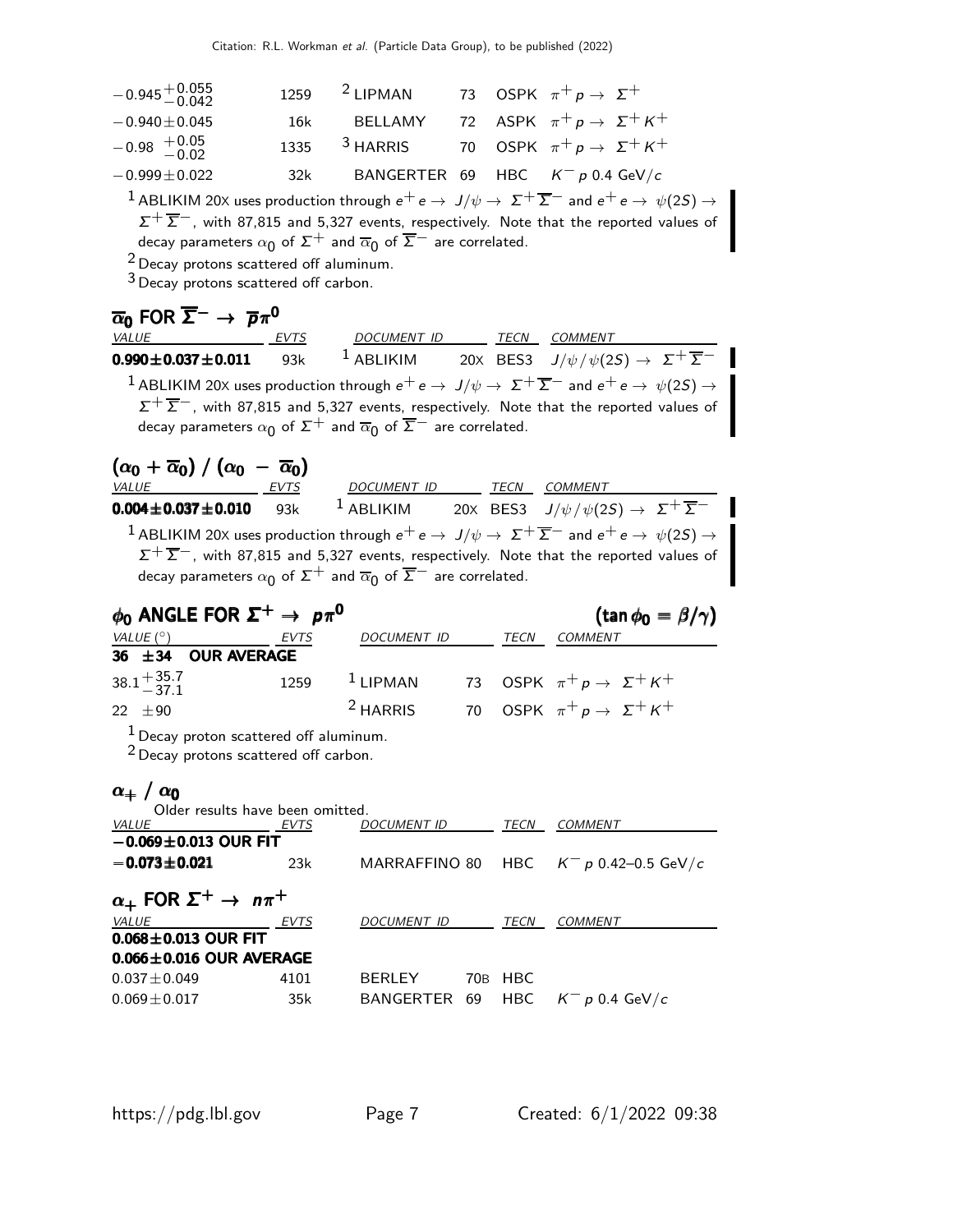| VALUE | EVTS | DOCUMENT ID | | TECN | COMMENT |
|---|---|---|---|---|---|
| $-0.945^{+0.055}_{-0.042}$ | 1259 | [2] LIPMAN | 73 | OSPK | $\pi^+ p \to \Sigma^+$ |
| $-0.940\pm0.045$ | 16k | BELLAMY | 72 | ASPK | $\pi^+ p \to \Sigma^+ K^+$ |
| $-0.98\ ^{+0.05}_{-0.02}$ | 1335 | [3] HARRIS | 70 | OSPK | $\pi^+ p \to \Sigma^+ K^+$ |
| $-0.999\pm0.022$ | 32k | BANGERTER | 69 | HBC | $K^- p$ 0.4 GeV/$c$ |

[1] ABLIKIM 20X uses production through $e^+ e \to J/\psi \to \Sigma^+ \overline{\Sigma}^-$ and $e^+ e \to \psi(2S) \to \Sigma^+ \overline{\Sigma}^-$, with 87,815 and 5,327 events, respectively. Note that the reported values of decay parameters $\alpha_0$ of $\Sigma^+$ and $\overline{\alpha}_0$ of $\overline{\Sigma}^-$ are correlated.

[2] Decay protons scattered off aluminum.

[3] Decay protons scattered off carbon.

## $\overline{\alpha}_0$ FOR $\overline{\Sigma}^- \to \overline{p}\pi^0$

| VALUE | EVTS | DOCUMENT ID | | TECN | COMMENT |
|---|---|---|---|---|---|
| **$0.990\pm0.037\pm0.011$** | 93k | [1] ABLIKIM | 20X | BES3 | $J/\psi/\psi(2S) \to \Sigma^+ \overline{\Sigma}^-$ |

[1] ABLIKIM 20X uses production through $e^+ e \to J/\psi \to \Sigma^+ \overline{\Sigma}^-$ and $e^+ e \to \psi(2S) \to \Sigma^+ \overline{\Sigma}^-$, with 87,815 and 5,327 events, respectively. Note that the reported values of decay parameters $\alpha_0$ of $\Sigma^+$ and $\overline{\alpha}_0$ of $\overline{\Sigma}^-$ are correlated.

## $(\alpha_0 + \overline{\alpha}_0)\ /\ (\alpha_0\ -\ \overline{\alpha}_0)$

| VALUE | EVTS | DOCUMENT ID | | TECN | COMMENT |
|---|---|---|---|---|---|
| **$0.004\pm0.037\pm0.010$** | 93k | [1] ABLIKIM | 20X | BES3 | $J/\psi/\psi(2S) \to \Sigma^+ \overline{\Sigma}^-$ |

[1] ABLIKIM 20X uses production through $e^+ e \to J/\psi \to \Sigma^+ \overline{\Sigma}^-$ and $e^+ e \to \psi(2S) \to \Sigma^+ \overline{\Sigma}^-$, with 87,815 and 5,327 events, respectively. Note that the reported values of decay parameters $\alpha_0$ of $\Sigma^+$ and $\overline{\alpha}_0$ of $\overline{\Sigma}^-$ are correlated.

## $\phi_0$ ANGLE FOR $\Sigma^+ \to p\pi^0$ $(\tan\phi_0 = \beta/\gamma)$

| VALUE (°) | EVTS | DOCUMENT ID | | TECN | COMMENT |
|---|---|---|---|---|---|
| **36 ±34 OUR AVERAGE** | | | | | |
| $38.1^{+35.7}_{-37.1}$ | 1259 | [1] LIPMAN | 73 | OSPK | $\pi^+ p \to \Sigma^+ K^+$ |
| $22\ \pm90$ | | [2] HARRIS | 70 | OSPK | $\pi^+ p \to \Sigma^+ K^+$ |

[1] Decay proton scattered off aluminum.

[2] Decay protons scattered off carbon.

## $\alpha_+\ /\ \alpha_0$

Older results have been omitted.

| VALUE | EVTS | DOCUMENT ID | | TECN | COMMENT |
|---|---|---|---|---|---|
| **$-0.069\pm0.013$ OUR FIT** | | | | | |
| **$-0.073\pm0.021$** | 23k | MARRAFFINO | 80 | HBC | $K^- p$ 0.42–0.5 GeV/$c$ |

## $\alpha_+$ FOR $\Sigma^+ \to n\pi^+$

| VALUE | EVTS | DOCUMENT ID | | TECN | COMMENT |
|---|---|---|---|---|---|
| **$0.068\pm0.013$ OUR FIT** | | | | | |
| **$0.066\pm0.016$ OUR AVERAGE** | | | | | |
| $0.037\pm0.049$ | 4101 | BERLEY | 70B | HBC | |
| $0.069\pm0.017$ | 35k | BANGERTER | 69 | HBC | $K^- p$ 0.4 GeV/$c$ |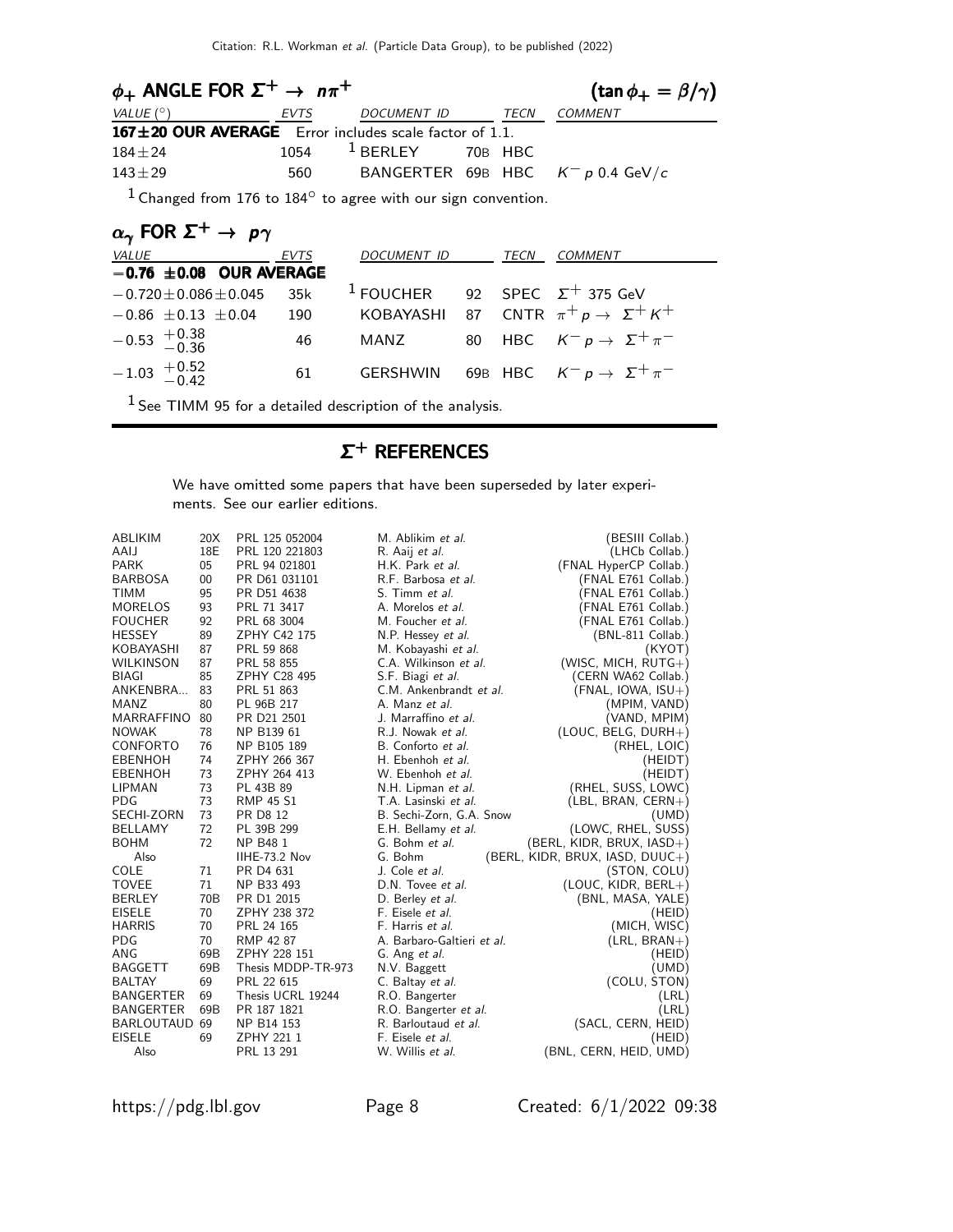## $\phi_+$ ANGLE FOR $\Sigma^+ \to n\pi^+$ ($\tan\phi_+ = \beta/\gamma$)

| VALUE (°) | EVTS | DOCUMENT ID | | TECN | COMMENT |
|---|---|---|---|---|---|
| **167±20 OUR AVERAGE** | Error includes scale factor of 1.1. | | | | |
| 184±24 | 1054 | [1] BERLEY | 70B | HBC | |
| 143±29 | 560 | BANGERTER | 69B | HBC | $K^- p$ 0.4 GeV/$c$ |

[1] Changed from 176 to 184° to agree with our sign convention.

## $\alpha_\gamma$ FOR $\Sigma^+ \to p\gamma$

| VALUE | EVTS | DOCUMENT ID | | TECN | COMMENT |
|---|---|---|---|---|---|
| **−0.76 ±0.08 OUR AVERAGE** | | | | | |
| $-0.720\pm0.086\pm0.045$ | 35k | [1] FOUCHER | 92 | SPEC | $\Sigma^+$ 375 GeV |
| $-0.86 \pm0.13 \pm0.04$ | 190 | KOBAYASHI | 87 | CNTR | $\pi^+ p \to \Sigma^+ K^+$ |
| $-0.53\ ^{+0.38}_{-0.36}$ | 46 | MANZ | 80 | HBC | $K^- p \to \Sigma^+ \pi^-$ |
| $-1.03\ ^{+0.52}_{-0.42}$ | 61 | GERSHWIN | 69B | HBC | $K^- p \to \Sigma^+ \pi^-$ |

[1] See TIMM 95 for a detailed description of the analysis.

## $\Sigma^+$ REFERENCES

We have omitted some papers that have been superseded by later experiments. See our earlier editions.

| | | | | |
|---|---|---|---|---|
| ABLIKIM | 20X | PRL 125 052004 | M. Ablikim *et al.* | (BESIII Collab.) |
| AAIJ | 18E | PRL 120 221803 | R. Aaij *et al.* | (LHCb Collab.) |
| PARK | 05 | PRL 94 021801 | H.K. Park *et al.* | (FNAL HyperCP Collab.) |
| BARBOSA | 00 | PR D61 031101 | R.F. Barbosa *et al.* | (FNAL E761 Collab.) |
| TIMM | 95 | PR D51 4638 | S. Timm *et al.* | (FNAL E761 Collab.) |
| MORELOS | 93 | PRL 71 3417 | A. Morelos *et al.* | (FNAL E761 Collab.) |
| FOUCHER | 92 | PRL 68 3004 | M. Foucher *et al.* | (FNAL E761 Collab.) |
| HESSEY | 89 | ZPHY C42 175 | N.P. Hessey *et al.* | (BNL-811 Collab.) |
| KOBAYASHI | 87 | PRL 59 868 | M. Kobayashi *et al.* | (KYOT) |
| WILKINSON | 87 | PRL 58 855 | C.A. Wilkinson *et al.* | (WISC, MICH, RUTG+) |
| BIAGI | 85 | ZPHY C28 495 | S.F. Biagi *et al.* | (CERN WA62 Collab.) |
| ANKENBRA... | 83 | PRL 51 863 | C.M. Ankenbrandt *et al.* | (FNAL, IOWA, ISU+) |
| MANZ | 80 | PL 96B 217 | A. Manz *et al.* | (MPIM, VAND) |
| MARRAFFINO | 80 | PR D21 2501 | J. Marraffino *et al.* | (VAND, MPIM) |
| NOWAK | 78 | NP B139 61 | R.J. Nowak *et al.* | (LOUC, BELG, DURH+) |
| CONFORTO | 76 | NP B105 189 | B. Conforto *et al.* | (RHEL, LOIC) |
| EBENHOH | 74 | ZPHY 266 367 | H. Ebenhoh *et al.* | (HEIDT) |
| EBENHOH | 73 | ZPHY 264 413 | W. Ebenhoh *et al.* | (HEIDT) |
| LIPMAN | 73 | PL 43B 89 | N.H. Lipman *et al.* | (RHEL, SUSS, LOWC) |
| PDG | 73 | RMP 45 S1 | T.A. Lasinski *et al.* | (LBL, BRAN, CERN+) |
| SECHI-ZORN | 73 | PR D8 12 | B. Sechi-Zorn, G.A. Snow | (UMD) |
| BELLAMY | 72 | PL 39B 299 | E.H. Bellamy *et al.* | (LOWC, RHEL, SUSS) |
| BOHM | 72 | NP B48 1 | G. Bohm *et al.* | (BERL, KIDR, BRUX, IASD+) |
| Also | | IIHE-73.2 Nov | G. Bohm | (BERL, KIDR, BRUX, IASD, DUUC+) |
| COLE | 71 | PR D4 631 | J. Cole *et al.* | (STON, COLU) |
| TOVEE | 71 | NP B33 493 | D.N. Tovee *et al.* | (LOUC, KIDR, BERL+) |
| BERLEY | 70B | PR D1 2015 | D. Berley *et al.* | (BNL, MASA, YALE) |
| EISELE | 70 | ZPHY 238 372 | F. Eisele *et al.* | (HEID) |
| HARRIS | 70 | PRL 24 165 | F. Harris *et al.* | (MICH, WISC) |
| PDG | 70 | RMP 42 87 | A. Barbaro-Galtieri *et al.* | (LRL, BRAN+) |
| ANG | 69B | ZPHY 228 151 | G. Ang *et al.* | (HEID) |
| BAGGETT | 69B | Thesis MDDP-TR-973 | N.V. Baggett | (UMD) |
| BALTAY | 69 | PRL 22 615 | C. Baltay *et al.* | (COLU, STON) |
| BANGERTER | 69 | Thesis UCRL 19244 | R.O. Bangerter | (LRL) |
| BANGERTER | 69B | PR 187 1821 | R.O. Bangerter *et al.* | (LRL) |
| BARLOUTAUD | 69 | NP B14 153 | R. Barloutaud *et al.* | (SACL, CERN, HEID) |
| EISELE | 69 | ZPHY 221 1 | F. Eisele *et al.* | (HEID) |
| Also | | PRL 13 291 | W. Willis *et al.* | (BNL, CERN, HEID, UMD) |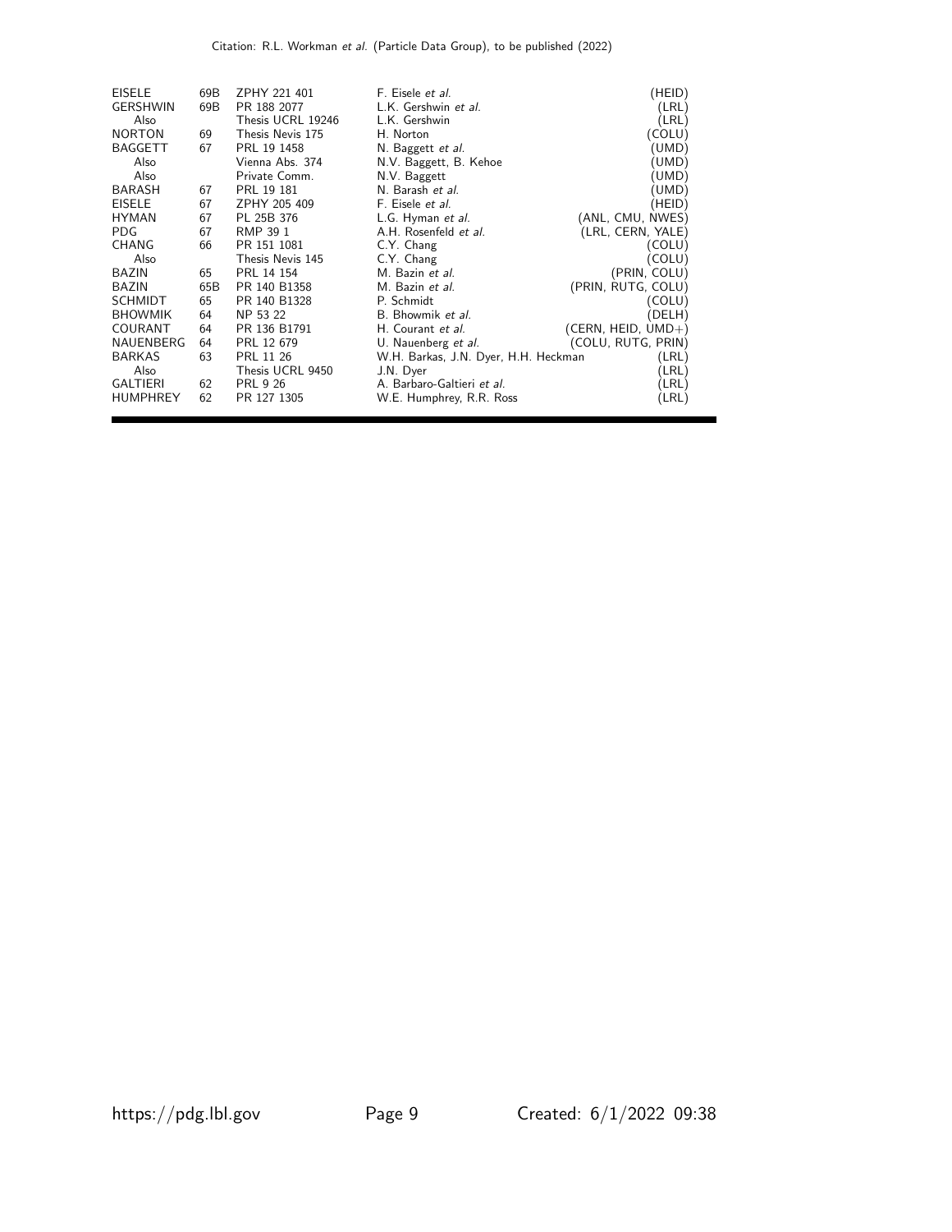| | | | | |
|---|---|---|---|---|
| EISELE | 69B | ZPHY 221 401 | F. Eisele *et al.* | (HEID) |
| GERSHWIN | 69B | PR 188 2077 | L.K. Gershwin *et al.* | (LRL) |
| Also | | Thesis UCRL 19246 | L.K. Gershwin | (LRL) |
| NORTON | 69 | Thesis Nevis 175 | H. Norton | (COLU) |
| BAGGETT | 67 | PRL 19 1458 | N. Baggett *et al.* | (UMD) |
| Also | | Vienna Abs. 374 | N.V. Baggett, B. Kehoe | (UMD) |
| Also | | Private Comm. | N.V. Baggett | (UMD) |
| BARASH | 67 | PRL 19 181 | N. Barash *et al.* | (UMD) |
| EISELE | 67 | ZPHY 205 409 | F. Eisele *et al.* | (HEID) |
| HYMAN | 67 | PL 25B 376 | L.G. Hyman *et al.* | (ANL, CMU, NWES) |
| PDG | 67 | RMP 39 1 | A.H. Rosenfeld *et al.* | (LRL, CERN, YALE) |
| CHANG | 66 | PR 151 1081 | C.Y. Chang | (COLU) |
| Also | | Thesis Nevis 145 | C.Y. Chang | (COLU) |
| BAZIN | 65 | PRL 14 154 | M. Bazin *et al.* | (PRIN, COLU) |
| BAZIN | 65B | PR 140 B1358 | M. Bazin *et al.* | (PRIN, RUTG, COLU) |
| SCHMIDT | 65 | PR 140 B1328 | P. Schmidt | (COLU) |
| BHOWMIK | 64 | NP 53 22 | B. Bhowmik *et al.* | (DELH) |
| COURANT | 64 | PR 136 B1791 | H. Courant *et al.* | (CERN, HEID, UMD+) |
| NAUENBERG | 64 | PRL 12 679 | U. Nauenberg *et al.* | (COLU, RUTG, PRIN) |
| BARKAS | 63 | PRL 11 26 | W.H. Barkas, J.N. Dyer, H.H. Heckman | (LRL) |
| Also | | Thesis UCRL 9450 | J.N. Dyer | (LRL) |
| GALTIERI | 62 | PRL 9 26 | A. Barbaro-Galtieri *et al.* | (LRL) |
| HUMPHREY | 62 | PR 127 1305 | W.E. Humphrey, R.R. Ross | (LRL) |